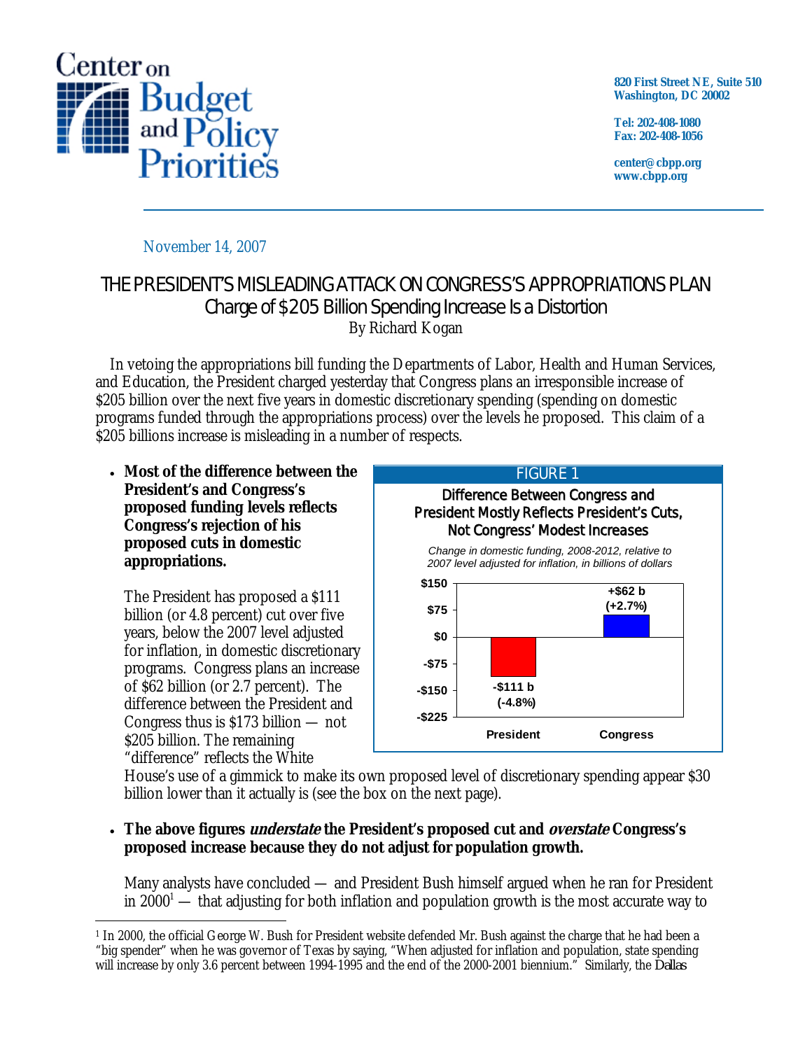Center on Budget and Policy Priorities

820 First Street NE, Suite 510
Washington, DC 20002

Tel: 202-408-1080
Fax: 202-408-1056

center@cbpp.org
www.cbpp.org

November 14, 2007

# THE PRESIDENT'S MISLEADING ATTACK ON CONGRESS'S APPROPRIATIONS PLAN

## Charge of $205 Billion Spending Increase Is a Distortion

By Richard Kogan

In vetoing the appropriations bill funding the Departments of Labor, Health and Human Services, and Education, the President charged yesterday that Congress plans an irresponsible increase of $205 billion over the next five years in domestic discretionary spending (spending on domestic programs funded through the appropriations process) over the levels he proposed. This claim of a $205 billions increase is misleading in a number of respects.

- **Most of the difference between the President's and Congress's proposed funding levels reflects Congress's rejection of his proposed cuts in domestic appropriations.**

  The President has proposed a $111 billion (or 4.8 percent) cut over five years, below the 2007 level adjusted for inflation, in domestic discretionary programs. Congress plans an increase of $62 billion (or 2.7 percent). The difference between the President and Congress thus is $173 billion — not $205 billion. The remaining "difference" reflects the White House's use of a gimmick to make its own proposed level of discretionary spending appear $30 billion lower than it actually is (see the box on the next page).

FIGURE 1

Difference Between Congress and President Mostly Reflects President's Cuts, Not Congress' Modest Increases

*Change in domestic funding, 2008-2012, relative to 2007 level adjusted for inflation, in billions of dollars*

$150
$75
$0
-$75
-$150
-$225

-$111 b
(-4.8%)

+$62 b
(+2.7%)

President
Congress

- **The above figures *understate* the President's proposed cut and *overstate* Congress's proposed increase because they do not adjust for population growth.**

  Many analysts have concluded — and President Bush himself argued when he ran for President in 2000[1] — that adjusting for both inflation and population growth is the most accurate way to

---

[1] In 2000, the official George W. Bush for President website defended Mr. Bush against the charge that he had been a "big spender" when he was governor of Texas by saying, "When adjusted for inflation and population, state spending will increase by only 3.6 percent between 1994-1995 and the end of the 2000-2001 biennium." Similarly, the *Dallas*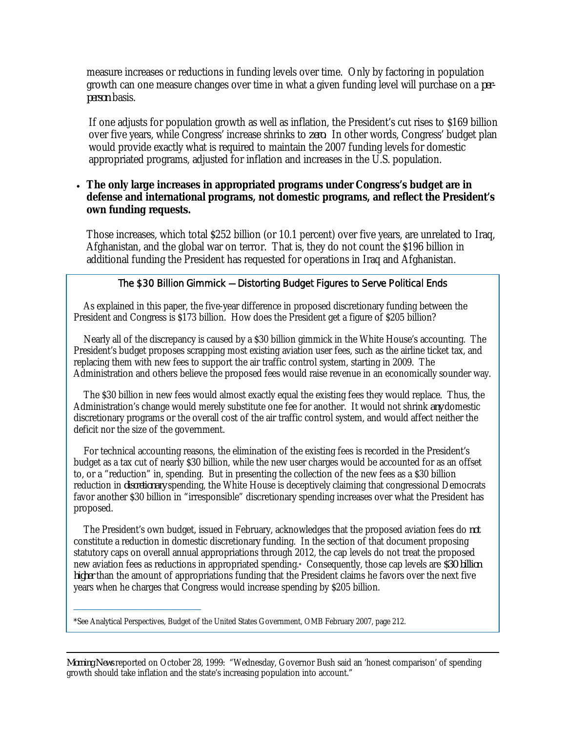measure increases or reductions in funding levels over time. Only by factoring in population growth can one measure changes over time in what a given funding level will purchase on a *per-person* basis.

If one adjusts for population growth as well as inflation, the President's cut rises to $169 billion over five years, while Congress' increase shrinks to *zero*. In other words, Congress' budget plan would provide exactly what is required to maintain the 2007 funding levels for domestic appropriated programs, adjusted for inflation and increases in the U.S. population.

- **The only large increases in appropriated programs under Congress's budget are in defense and international programs, not domestic programs, and reflect the President's own funding requests.**

  Those increases, which total $252 billion (or 10.1 percent) over five years, are unrelated to Iraq, Afghanistan, and the global war on terror. That is, they do not count the $196 billion in additional funding the President has requested for operations in Iraq and Afghanistan.

### The $30 Billion Gimmick — Distorting Budget Figures to Serve Political Ends

As explained in this paper, the five-year difference in proposed discretionary funding between the President and Congress is $173 billion. How does the President get a figure of $205 billion?

Nearly all of the discrepancy is caused by a $30 billion gimmick in the White House's accounting. The President's budget proposes scrapping most existing aviation user fees, such as the airline ticket tax, and replacing them with new fees to support the air traffic control system, starting in 2009. The Administration and others believe the proposed fees would raise revenue in an economically sounder way.

The $30 billion in new fees would almost exactly equal the existing fees they would replace. Thus, the Administration's change would merely substitute one fee for another. It would not shrink *any* domestic discretionary programs or the overall cost of the air traffic control system, and would affect neither the deficit nor the size of the government.

For technical accounting reasons, the elimination of the existing fees is recorded in the President's budget as a tax cut of nearly $30 billion, while the new user charges would be accounted for as an offset to, or a "reduction" in, spending. But in presenting the collection of the new fees as a $30 billion reduction in *discretionary* spending, the White House is deceptively claiming that congressional Democrats favor another $30 billion in "irresponsible" discretionary spending increases over what the President has proposed.

The President's own budget, issued in February, acknowledges that the proposed aviation fees do *not* constitute a reduction in domestic discretionary funding. In the section of that document proposing statutory caps on overall annual appropriations through 2012, the cap levels do not treat the proposed new aviation fees as reductions in appropriated spending.* Consequently, those cap levels are *$30 billion higher* than the amount of appropriations funding that the President claims he favors over the next five years when he charges that Congress would increase spending by $205 billion.

*See Analytical Perspectives, Budget of the United States Government, OMB February 2007, page 212.

---

*Morning News* reported on October 28, 1999: "Wednesday, Governor Bush said an 'honest comparison' of spending growth should take inflation and the state's increasing population into account."